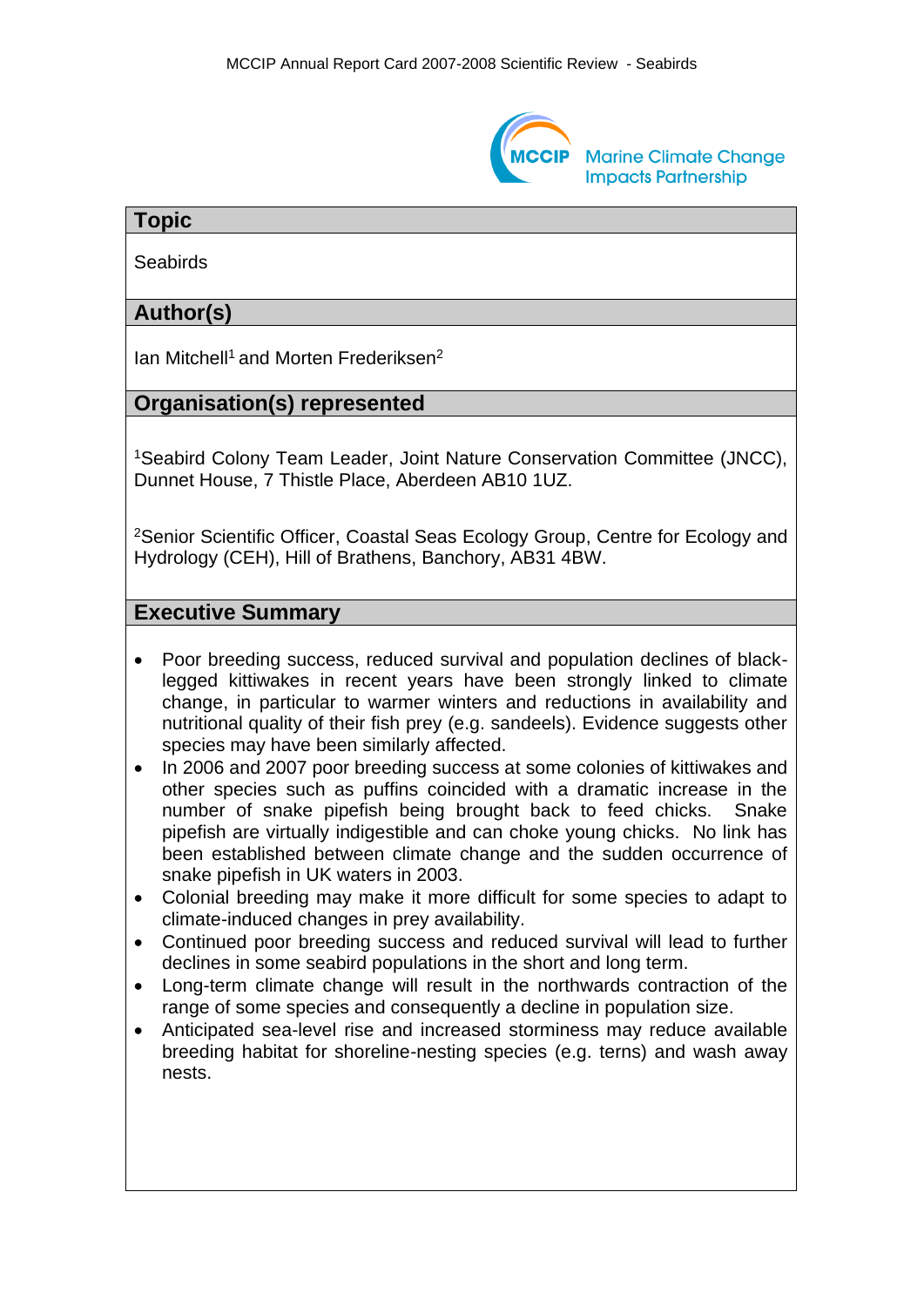## Topic

Seabirds

## Author(s)

Ian Mitchell[1] and Morten Frederiksen[2]

## Organisation(s) represented

[1]Seabird Colony Team Leader, Joint Nature Conservation Committee (JNCC), Dunnet House, 7 Thistle Place, Aberdeen AB10 1UZ.

[2]Senior Scientific Officer, Coastal Seas Ecology Group, Centre for Ecology and Hydrology (CEH), Hill of Brathens, Banchory, AB31 4BW.

## Executive Summary

- Poor breeding success, reduced survival and population declines of black-legged kittiwakes in recent years have been strongly linked to climate change, in particular to warmer winters and reductions in availability and nutritional quality of their fish prey (e.g. sandeels). Evidence suggests other species may have been similarly affected.
- In 2006 and 2007 poor breeding success at some colonies of kittiwakes and other species such as puffins coincided with a dramatic increase in the number of snake pipefish being brought back to feed chicks. Snake pipefish are virtually indigestible and can choke young chicks. No link has been established between climate change and the sudden occurrence of snake pipefish in UK waters in 2003.
- Colonial breeding may make it more difficult for some species to adapt to climate-induced changes in prey availability.
- Continued poor breeding success and reduced survival will lead to further declines in some seabird populations in the short and long term.
- Long-term climate change will result in the northwards contraction of the range of some species and consequently a decline in population size.
- Anticipated sea-level rise and increased storminess may reduce available breeding habitat for shoreline-nesting species (e.g. terns) and wash away nests.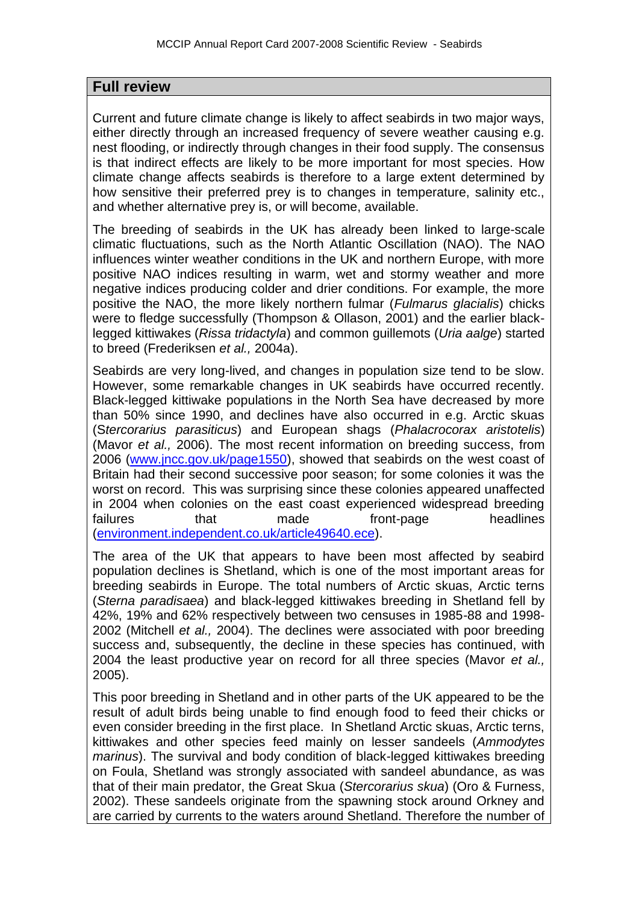## Full review

Current and future climate change is likely to affect seabirds in two major ways, either directly through an increased frequency of severe weather causing e.g. nest flooding, or indirectly through changes in their food supply. The consensus is that indirect effects are likely to be more important for most species. How climate change affects seabirds is therefore to a large extent determined by how sensitive their preferred prey is to changes in temperature, salinity etc., and whether alternative prey is, or will become, available.

The breeding of seabirds in the UK has already been linked to large-scale climatic fluctuations, such as the North Atlantic Oscillation (NAO). The NAO influences winter weather conditions in the UK and northern Europe, with more positive NAO indices resulting in warm, wet and stormy weather and more negative indices producing colder and drier conditions. For example, the more positive the NAO, the more likely northern fulmar (*Fulmarus glacialis*) chicks were to fledge successfully (Thompson & Ollason, 2001) and the earlier black-legged kittiwakes (*Rissa tridactyla*) and common guillemots (*Uria aalge*) started to breed (Frederiksen *et al.,* 2004a).

Seabirds are very long-lived, and changes in population size tend to be slow. However, some remarkable changes in UK seabirds have occurred recently. Black-legged kittiwake populations in the North Sea have decreased by more than 50% since 1990, and declines have also occurred in e.g. Arctic skuas (*Stercorarius parasiticus*) and European shags (*Phalacrocorax aristotelis*) (Mavor *et al.,* 2006). The most recent information on breeding success, from 2006 (www.jncc.gov.uk/page1550), showed that seabirds on the west coast of Britain had their second successive poor season; for some colonies it was the worst on record. This was surprising since these colonies appeared unaffected in 2004 when colonies on the east coast experienced widespread breeding failures that made front-page headlines (environment.independent.co.uk/article49640.ece).

The area of the UK that appears to have been most affected by seabird population declines is Shetland, which is one of the most important areas for breeding seabirds in Europe. The total numbers of Arctic skuas, Arctic terns (*Sterna paradisaea*) and black-legged kittiwakes breeding in Shetland fell by 42%, 19% and 62% respectively between two censuses in 1985-88 and 1998-2002 (Mitchell *et al.,* 2004). The declines were associated with poor breeding success and, subsequently, the decline in these species has continued, with 2004 the least productive year on record for all three species (Mavor *et al.,* 2005).

This poor breeding in Shetland and in other parts of the UK appeared to be the result of adult birds being unable to find enough food to feed their chicks or even consider breeding in the first place. In Shetland Arctic skuas, Arctic terns, kittiwakes and other species feed mainly on lesser sandeels (*Ammodytes marinus*). The survival and body condition of black-legged kittiwakes breeding on Foula, Shetland was strongly associated with sandeel abundance, as was that of their main predator, the Great Skua (*Stercorarius skua*) (Oro & Furness, 2002). These sandeels originate from the spawning stock around Orkney and are carried by currents to the waters around Shetland. Therefore the number of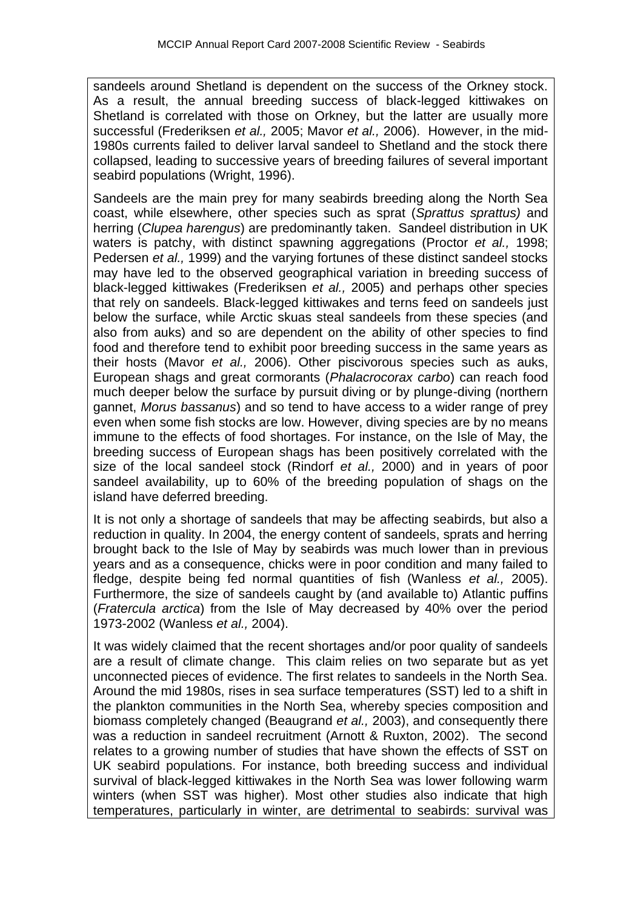sandeels around Shetland is dependent on the success of the Orkney stock. As a result, the annual breeding success of black-legged kittiwakes on Shetland is correlated with those on Orkney, but the latter are usually more successful (Frederiksen *et al.,* 2005; Mavor *et al.,* 2006). However, in the mid-1980s currents failed to deliver larval sandeel to Shetland and the stock there collapsed, leading to successive years of breeding failures of several important seabird populations (Wright, 1996).

Sandeels are the main prey for many seabirds breeding along the North Sea coast, while elsewhere, other species such as sprat (*Sprattus sprattus)* and herring (*Clupea harengus*) are predominantly taken. Sandeel distribution in UK waters is patchy, with distinct spawning aggregations (Proctor *et al.,* 1998; Pedersen *et al.,* 1999) and the varying fortunes of these distinct sandeel stocks may have led to the observed geographical variation in breeding success of black-legged kittiwakes (Frederiksen *et al.,* 2005) and perhaps other species that rely on sandeels. Black-legged kittiwakes and terns feed on sandeels just below the surface, while Arctic skuas steal sandeels from these species (and also from auks) and so are dependent on the ability of other species to find food and therefore tend to exhibit poor breeding success in the same years as their hosts (Mavor *et al.,* 2006). Other piscivorous species such as auks, European shags and great cormorants (*Phalacrocorax carbo*) can reach food much deeper below the surface by pursuit diving or by plunge-diving (northern gannet, *Morus bassanus*) and so tend to have access to a wider range of prey even when some fish stocks are low. However, diving species are by no means immune to the effects of food shortages. For instance, on the Isle of May, the breeding success of European shags has been positively correlated with the size of the local sandeel stock (Rindorf *et al.,* 2000) and in years of poor sandeel availability, up to 60% of the breeding population of shags on the island have deferred breeding.

It is not only a shortage of sandeels that may be affecting seabirds, but also a reduction in quality. In 2004, the energy content of sandeels, sprats and herring brought back to the Isle of May by seabirds was much lower than in previous years and as a consequence, chicks were in poor condition and many failed to fledge, despite being fed normal quantities of fish (Wanless *et al.,* 2005). Furthermore, the size of sandeels caught by (and available to) Atlantic puffins (*Fratercula arctica*) from the Isle of May decreased by 40% over the period 1973-2002 (Wanless *et al.,* 2004).

It was widely claimed that the recent shortages and/or poor quality of sandeels are a result of climate change. This claim relies on two separate but as yet unconnected pieces of evidence. The first relates to sandeels in the North Sea. Around the mid 1980s, rises in sea surface temperatures (SST) led to a shift in the plankton communities in the North Sea, whereby species composition and biomass completely changed (Beaugrand *et al.,* 2003), and consequently there was a reduction in sandeel recruitment (Arnott & Ruxton, 2002). The second relates to a growing number of studies that have shown the effects of SST on UK seabird populations. For instance, both breeding success and individual survival of black-legged kittiwakes in the North Sea was lower following warm winters (when SST was higher). Most other studies also indicate that high temperatures, particularly in winter, are detrimental to seabirds: survival was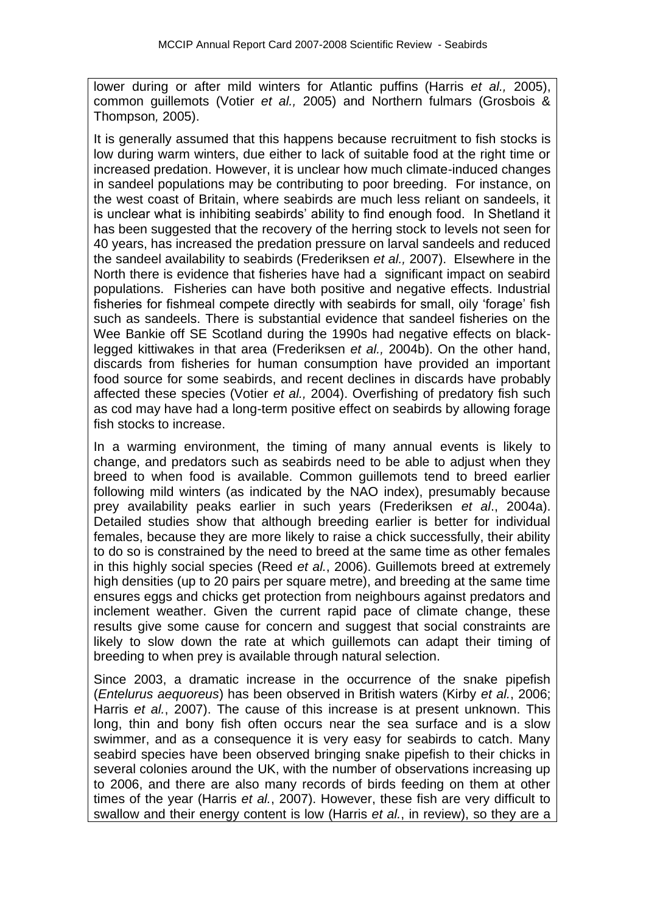lower during or after mild winters for Atlantic puffins (Harris *et al.,* 2005), common guillemots (Votier *et al.,* 2005) and Northern fulmars (Grosbois & Thompson*,* 2005).

It is generally assumed that this happens because recruitment to fish stocks is low during warm winters, due either to lack of suitable food at the right time or increased predation. However, it is unclear how much climate-induced changes in sandeel populations may be contributing to poor breeding. For instance, on the west coast of Britain, where seabirds are much less reliant on sandeels, it is unclear what is inhibiting seabirds' ability to find enough food. In Shetland it has been suggested that the recovery of the herring stock to levels not seen for 40 years, has increased the predation pressure on larval sandeels and reduced the sandeel availability to seabirds (Frederiksen *et al.,* 2007). Elsewhere in the North there is evidence that fisheries have had a significant impact on seabird populations. Fisheries can have both positive and negative effects. Industrial fisheries for fishmeal compete directly with seabirds for small, oily 'forage' fish such as sandeels. There is substantial evidence that sandeel fisheries on the Wee Bankie off SE Scotland during the 1990s had negative effects on black-legged kittiwakes in that area (Frederiksen *et al.,* 2004b). On the other hand, discards from fisheries for human consumption have provided an important food source for some seabirds, and recent declines in discards have probably affected these species (Votier *et al.,* 2004). Overfishing of predatory fish such as cod may have had a long-term positive effect on seabirds by allowing forage fish stocks to increase.

In a warming environment, the timing of many annual events is likely to change, and predators such as seabirds need to be able to adjust when they breed to when food is available. Common guillemots tend to breed earlier following mild winters (as indicated by the NAO index), presumably because prey availability peaks earlier in such years (Frederiksen *et al*., 2004a). Detailed studies show that although breeding earlier is better for individual females, because they are more likely to raise a chick successfully, their ability to do so is constrained by the need to breed at the same time as other females in this highly social species (Reed *et al.*, 2006). Guillemots breed at extremely high densities (up to 20 pairs per square metre), and breeding at the same time ensures eggs and chicks get protection from neighbours against predators and inclement weather. Given the current rapid pace of climate change, these results give some cause for concern and suggest that social constraints are likely to slow down the rate at which guillemots can adapt their timing of breeding to when prey is available through natural selection.

Since 2003, a dramatic increase in the occurrence of the snake pipefish (*Entelurus aequoreus*) has been observed in British waters (Kirby *et al.*, 2006; Harris *et al.*, 2007). The cause of this increase is at present unknown. This long, thin and bony fish often occurs near the sea surface and is a slow swimmer, and as a consequence it is very easy for seabirds to catch. Many seabird species have been observed bringing snake pipefish to their chicks in several colonies around the UK, with the number of observations increasing up to 2006, and there are also many records of birds feeding on them at other times of the year (Harris *et al.*, 2007). However, these fish are very difficult to swallow and their energy content is low (Harris *et al.*, in review), so they are a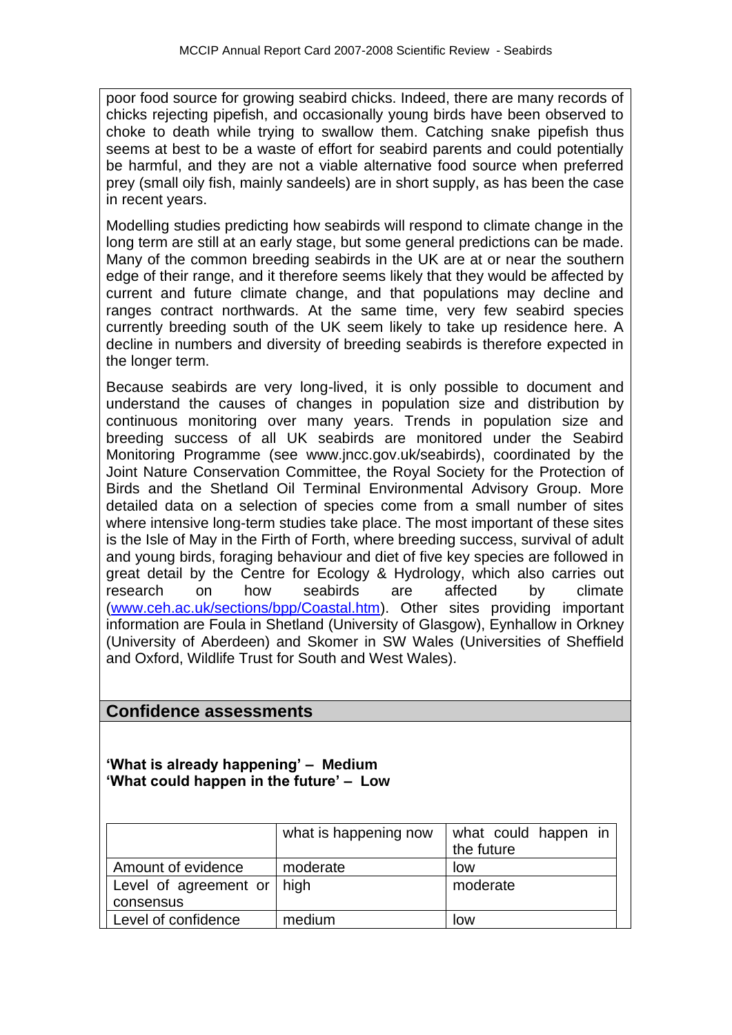poor food source for growing seabird chicks. Indeed, there are many records of chicks rejecting pipefish, and occasionally young birds have been observed to choke to death while trying to swallow them. Catching snake pipefish thus seems at best to be a waste of effort for seabird parents and could potentially be harmful, and they are not a viable alternative food source when preferred prey (small oily fish, mainly sandeels) are in short supply, as has been the case in recent years.

Modelling studies predicting how seabirds will respond to climate change in the long term are still at an early stage, but some general predictions can be made. Many of the common breeding seabirds in the UK are at or near the southern edge of their range, and it therefore seems likely that they would be affected by current and future climate change, and that populations may decline and ranges contract northwards. At the same time, very few seabird species currently breeding south of the UK seem likely to take up residence here. A decline in numbers and diversity of breeding seabirds is therefore expected in the longer term.

Because seabirds are very long-lived, it is only possible to document and understand the causes of changes in population size and distribution by continuous monitoring over many years. Trends in population size and breeding success of all UK seabirds are monitored under the Seabird Monitoring Programme (see www.jncc.gov.uk/seabirds), coordinated by the Joint Nature Conservation Committee, the Royal Society for the Protection of Birds and the Shetland Oil Terminal Environmental Advisory Group. More detailed data on a selection of species come from a small number of sites where intensive long-term studies take place. The most important of these sites is the Isle of May in the Firth of Forth, where breeding success, survival of adult and young birds, foraging behaviour and diet of five key species are followed in great detail by the Centre for Ecology & Hydrology, which also carries out research on how seabirds are affected by climate (www.ceh.ac.uk/sections/bpp/Coastal.htm). Other sites providing important information are Foula in Shetland (University of Glasgow), Eynhallow in Orkney (University of Aberdeen) and Skomer in SW Wales (Universities of Sheffield and Oxford, Wildlife Trust for South and West Wales).

## Confidence assessments

**'What is already happening' – Medium**
**'What could happen in the future' – Low**

| | what is happening now | what could happen in the future |
|---|---|---|
| Amount of evidence | moderate | low |
| Level of agreement or consensus | high | moderate |
| Level of confidence | medium | low |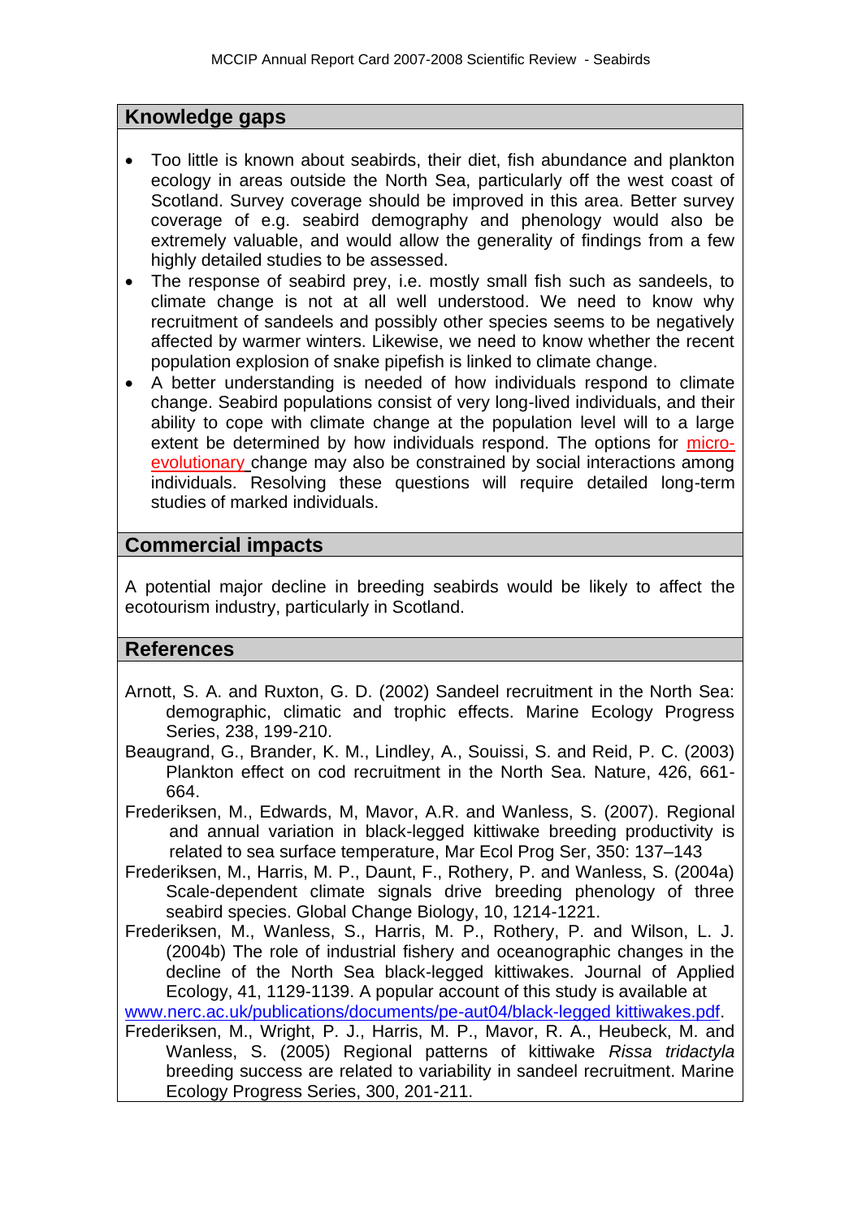## Knowledge gaps

- Too little is known about seabirds, their diet, fish abundance and plankton ecology in areas outside the North Sea, particularly off the west coast of Scotland. Survey coverage should be improved in this area. Better survey coverage of e.g. seabird demography and phenology would also be extremely valuable, and would allow the generality of findings from a few highly detailed studies to be assessed.
- The response of seabird prey, i.e. mostly small fish such as sandeels, to climate change is not at all well understood. We need to know why recruitment of sandeels and possibly other species seems to be negatively affected by warmer winters. Likewise, we need to know whether the recent population explosion of snake pipefish is linked to climate change.
- A better understanding is needed of how individuals respond to climate change. Seabird populations consist of very long-lived individuals, and their ability to cope with climate change at the population level will to a large extent be determined by how individuals respond. The options for micro-evolutionary change may also be constrained by social interactions among individuals. Resolving these questions will require detailed long-term studies of marked individuals.

## Commercial impacts

A potential major decline in breeding seabirds would be likely to affect the ecotourism industry, particularly in Scotland.

## References

Arnott, S. A. and Ruxton, G. D. (2002) Sandeel recruitment in the North Sea: demographic, climatic and trophic effects. Marine Ecology Progress Series, 238, 199-210.

Beaugrand, G., Brander, K. M., Lindley, A., Souissi, S. and Reid, P. C. (2003) Plankton effect on cod recruitment in the North Sea. Nature, 426, 661-664.

Frederiksen, M., Edwards, M, Mavor, A.R. and Wanless, S. (2007). Regional and annual variation in black-legged kittiwake breeding productivity is related to sea surface temperature, Mar Ecol Prog Ser, 350: 137–143

Frederiksen, M., Harris, M. P., Daunt, F., Rothery, P. and Wanless, S. (2004a) Scale-dependent climate signals drive breeding phenology of three seabird species. Global Change Biology, 10, 1214-1221.

Frederiksen, M., Wanless, S., Harris, M. P., Rothery, P. and Wilson, L. J. (2004b) The role of industrial fishery and oceanographic changes in the decline of the North Sea black-legged kittiwakes. Journal of Applied Ecology, 41, 1129-1139. A popular account of this study is available at www.nerc.ac.uk/publications/documents/pe-aut04/black-legged kittiwakes.pdf.

Frederiksen, M., Wright, P. J., Harris, M. P., Mavor, R. A., Heubeck, M. and Wanless, S. (2005) Regional patterns of kittiwake *Rissa tridactyla* breeding success are related to variability in sandeel recruitment. Marine Ecology Progress Series, 300, 201-211.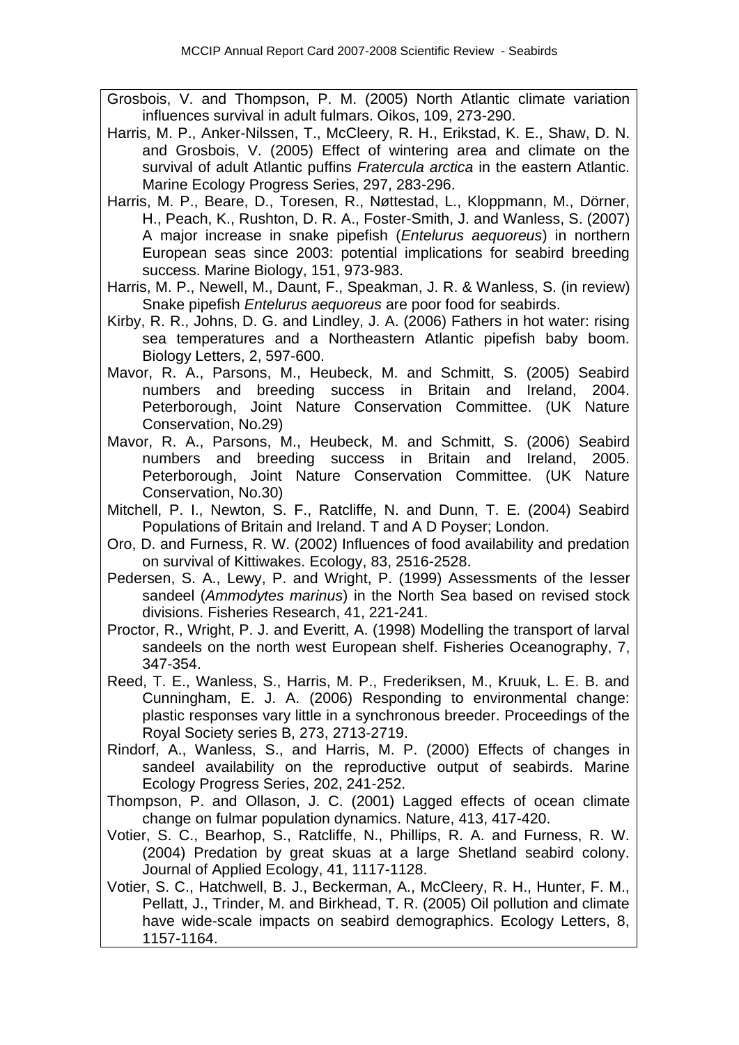Grosbois, V. and Thompson, P. M. (2005) North Atlantic climate variation influences survival in adult fulmars. Oikos, 109, 273-290.

Harris, M. P., Anker-Nilssen, T., McCleery, R. H., Erikstad, K. E., Shaw, D. N. and Grosbois, V. (2005) Effect of wintering area and climate on the survival of adult Atlantic puffins *Fratercula arctica* in the eastern Atlantic. Marine Ecology Progress Series, 297, 283-296.

Harris, M. P., Beare, D., Toresen, R., Nøttestad, L., Kloppmann, M., Dörner, H., Peach, K., Rushton, D. R. A., Foster-Smith, J. and Wanless, S. (2007) A major increase in snake pipefish (*Entelurus aequoreus*) in northern European seas since 2003: potential implications for seabird breeding success. Marine Biology, 151, 973-983.

Harris, M. P., Newell, M., Daunt, F., Speakman, J. R. & Wanless, S. (in review) Snake pipefish *Entelurus aequoreus* are poor food for seabirds.

Kirby, R. R., Johns, D. G. and Lindley, J. A. (2006) Fathers in hot water: rising sea temperatures and a Northeastern Atlantic pipefish baby boom. Biology Letters, 2, 597-600.

Mavor, R. A., Parsons, M., Heubeck, M. and Schmitt, S. (2005) Seabird numbers and breeding success in Britain and Ireland, 2004. Peterborough, Joint Nature Conservation Committee. (UK Nature Conservation, No.29)

Mavor, R. A., Parsons, M., Heubeck, M. and Schmitt, S. (2006) Seabird numbers and breeding success in Britain and Ireland, 2005. Peterborough, Joint Nature Conservation Committee. (UK Nature Conservation, No.30)

Mitchell, P. I., Newton, S. F., Ratcliffe, N. and Dunn, T. E. (2004) Seabird Populations of Britain and Ireland. T and A D Poyser; London.

Oro, D. and Furness, R. W. (2002) Influences of food availability and predation on survival of Kittiwakes. Ecology, 83, 2516-2528.

Pedersen, S. A., Lewy, P. and Wright, P. (1999) Assessments of the lesser sandeel (*Ammodytes marinus*) in the North Sea based on revised stock divisions. Fisheries Research, 41, 221-241.

Proctor, R., Wright, P. J. and Everitt, A. (1998) Modelling the transport of larval sandeels on the north west European shelf. Fisheries Oceanography, 7, 347-354.

Reed, T. E., Wanless, S., Harris, M. P., Frederiksen, M., Kruuk, L. E. B. and Cunningham, E. J. A. (2006) Responding to environmental change: plastic responses vary little in a synchronous breeder. Proceedings of the Royal Society series B, 273, 2713-2719.

Rindorf, A., Wanless, S., and Harris, M. P. (2000) Effects of changes in sandeel availability on the reproductive output of seabirds. Marine Ecology Progress Series, 202, 241-252.

Thompson, P. and Ollason, J. C. (2001) Lagged effects of ocean climate change on fulmar population dynamics. Nature, 413, 417-420.

Votier, S. C., Bearhop, S., Ratcliffe, N., Phillips, R. A. and Furness, R. W. (2004) Predation by great skuas at a large Shetland seabird colony. Journal of Applied Ecology, 41, 1117-1128.

Votier, S. C., Hatchwell, B. J., Beckerman, A., McCleery, R. H., Hunter, F. M., Pellatt, J., Trinder, M. and Birkhead, T. R. (2005) Oil pollution and climate have wide-scale impacts on seabird demographics. Ecology Letters, 8, 1157-1164.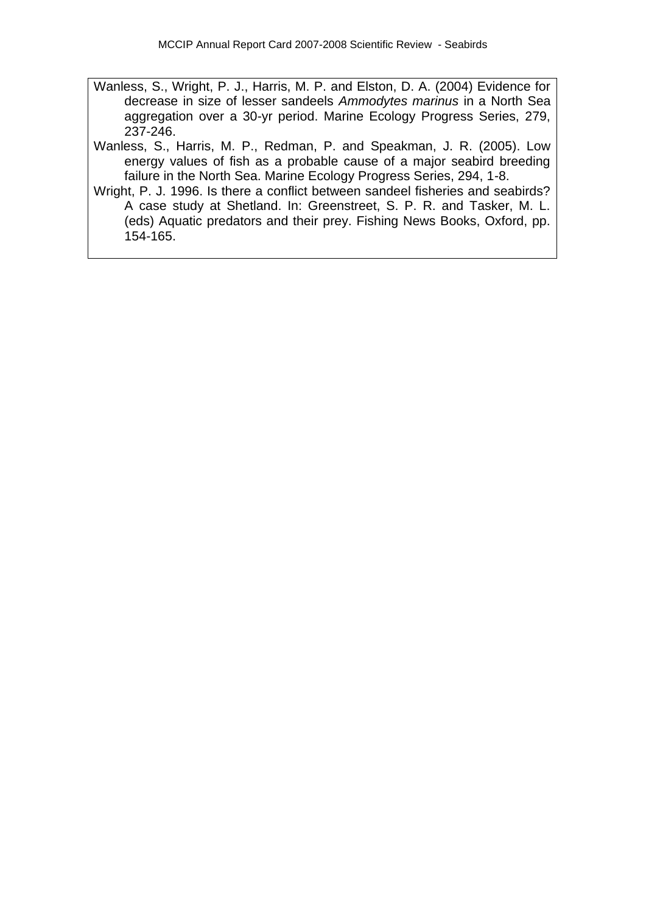Wanless, S., Wright, P. J., Harris, M. P. and Elston, D. A. (2004) Evidence for decrease in size of lesser sandeels *Ammodytes marinus* in a North Sea aggregation over a 30-yr period. Marine Ecology Progress Series, 279, 237-246.

Wanless, S., Harris, M. P., Redman, P. and Speakman, J. R. (2005). Low energy values of fish as a probable cause of a major seabird breeding failure in the North Sea. Marine Ecology Progress Series, 294, 1-8.

Wright, P. J. 1996. Is there a conflict between sandeel fisheries and seabirds? A case study at Shetland. In: Greenstreet, S. P. R. and Tasker, M. L. (eds) Aquatic predators and their prey. Fishing News Books, Oxford, pp. 154-165.